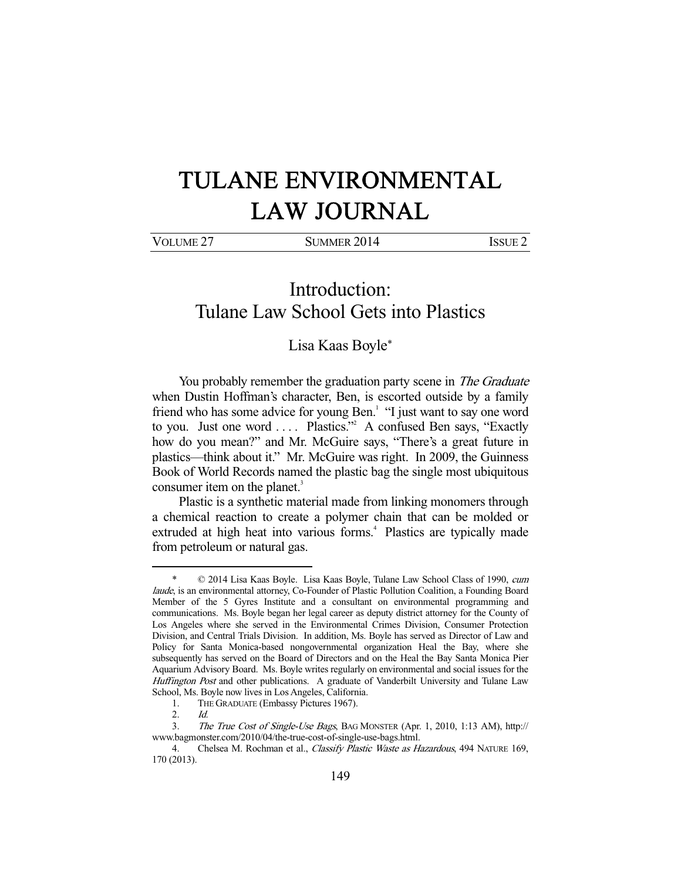# TULANE ENVIRONMENTAL LAW JOURNAL

| VOLUME 27 | SUMMER 2014 | ISSUE 2 |
|---|---|---|

## Introduction: Tulane Law School Gets into Plastics

Lisa Kaas Boyle*

You probably remember the graduation party scene in *The Graduate* when Dustin Hoffman's character, Ben, is escorted outside by a family friend who has some advice for young Ben.[1] "I just want to say one word to you. Just one word . . . . Plastics."[2] A confused Ben says, "Exactly how do you mean?" and Mr. McGuire says, "There's a great future in plastics—think about it." Mr. McGuire was right. In 2009, the Guinness Book of World Records named the plastic bag the single most ubiquitous consumer item on the planet.[3]

Plastic is a synthetic material made from linking monomers through a chemical reaction to create a polymer chain that can be molded or extruded at high heat into various forms.[4] Plastics are typically made from petroleum or natural gas.

---

\* © 2014 Lisa Kaas Boyle. Lisa Kaas Boyle, Tulane Law School Class of 1990, *cum laude*, is an environmental attorney, Co-Founder of Plastic Pollution Coalition, a Founding Board Member of the 5 Gyres Institute and a consultant on environmental programming and communications. Ms. Boyle began her legal career as deputy district attorney for the County of Los Angeles where she served in the Environmental Crimes Division, Consumer Protection Division, and Central Trials Division. In addition, Ms. Boyle has served as Director of Law and Policy for Santa Monica-based nongovernmental organization Heal the Bay, where she subsequently has served on the Board of Directors and on the Heal the Bay Santa Monica Pier Aquarium Advisory Board. Ms. Boyle writes regularly on environmental and social issues for the *Huffington Post* and other publications. A graduate of Vanderbilt University and Tulane Law School, Ms. Boyle now lives in Los Angeles, California.

1. THE GRADUATE (Embassy Pictures 1967).
2. *Id.*
3. *The True Cost of Single-Use Bags*, BAG MONSTER (Apr. 1, 2010, 1:13 AM), http://www.bagmonster.com/2010/04/the-true-cost-of-single-use-bags.html.
4. Chelsea M. Rochman et al., *Classify Plastic Waste as Hazardous*, 494 NATURE 169, 170 (2013).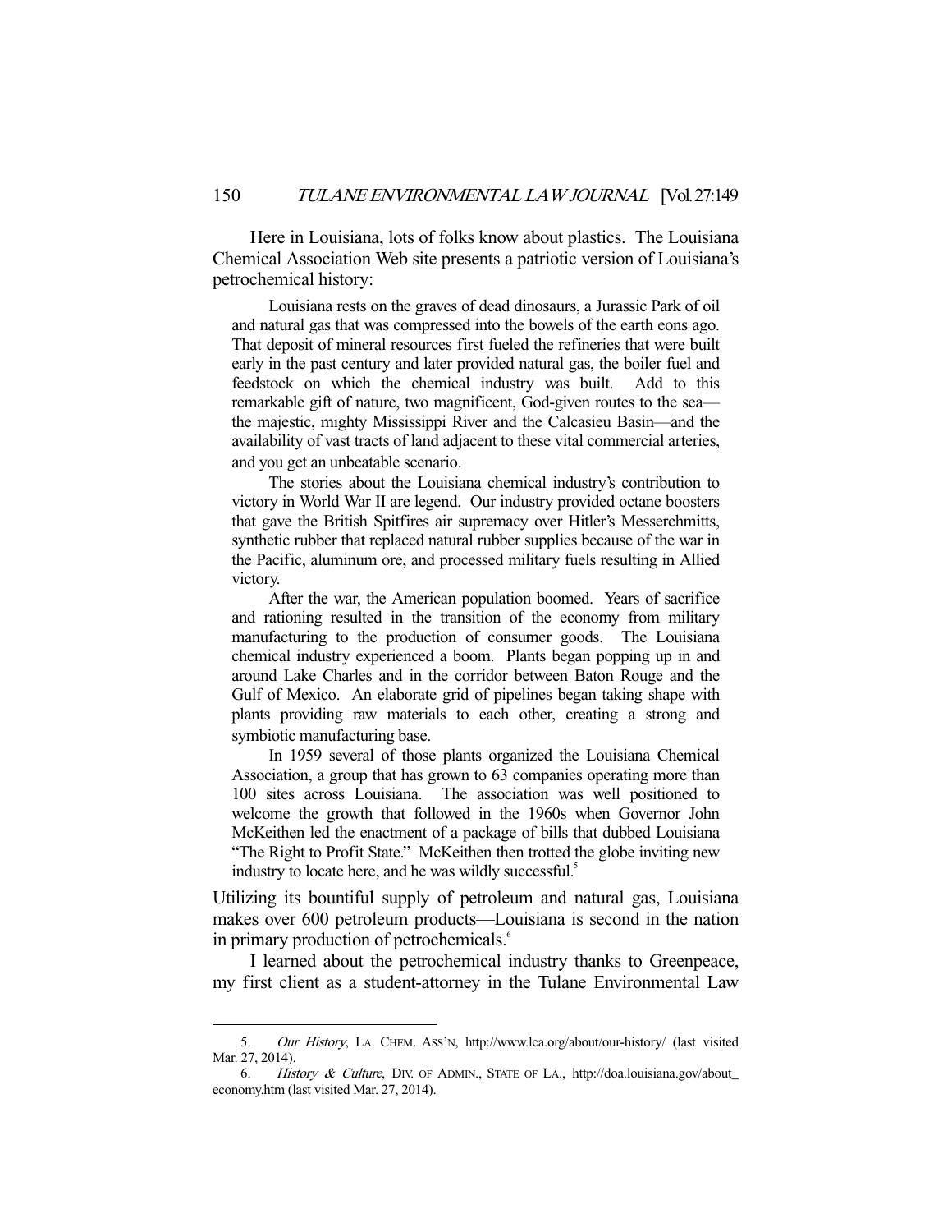Here in Louisiana, lots of folks know about plastics. The Louisiana Chemical Association Web site presents a patriotic version of Louisiana's petrochemical history:

> Louisiana rests on the graves of dead dinosaurs, a Jurassic Park of oil and natural gas that was compressed into the bowels of the earth eons ago. That deposit of mineral resources first fueled the refineries that were built early in the past century and later provided natural gas, the boiler fuel and feedstock on which the chemical industry was built. Add to this remarkable gift of nature, two magnificent, God-given routes to the sea—the majestic, mighty Mississippi River and the Calcasieu Basin—and the availability of vast tracts of land adjacent to these vital commercial arteries, and you get an unbeatable scenario.
>
> The stories about the Louisiana chemical industry's contribution to victory in World War II are legend. Our industry provided octane boosters that gave the British Spitfires air supremacy over Hitler's Messerchmitts, synthetic rubber that replaced natural rubber supplies because of the war in the Pacific, aluminum ore, and processed military fuels resulting in Allied victory.
>
> After the war, the American population boomed. Years of sacrifice and rationing resulted in the transition of the economy from military manufacturing to the production of consumer goods. The Louisiana chemical industry experienced a boom. Plants began popping up in and around Lake Charles and in the corridor between Baton Rouge and the Gulf of Mexico. An elaborate grid of pipelines began taking shape with plants providing raw materials to each other, creating a strong and symbiotic manufacturing base.
>
> In 1959 several of those plants organized the Louisiana Chemical Association, a group that has grown to 63 companies operating more than 100 sites across Louisiana. The association was well positioned to welcome the growth that followed in the 1960s when Governor John McKeithen led the enactment of a package of bills that dubbed Louisiana "The Right to Profit State." McKeithen then trotted the globe inviting new industry to locate here, and he was wildly successful.[5]

Utilizing its bountiful supply of petroleum and natural gas, Louisiana makes over 600 petroleum products—Louisiana is second in the nation in primary production of petrochemicals.[6]

I learned about the petrochemical industry thanks to Greenpeace, my first client as a student-attorney in the Tulane Environmental Law

---

5. *Our History*, LA. CHEM. ASS'N, http://www.lca.org/about/our-history/ (last visited Mar. 27, 2014).

6. *History & Culture*, DIV. OF ADMIN., STATE OF LA., http://doa.louisiana.gov/about_economy.htm (last visited Mar. 27, 2014).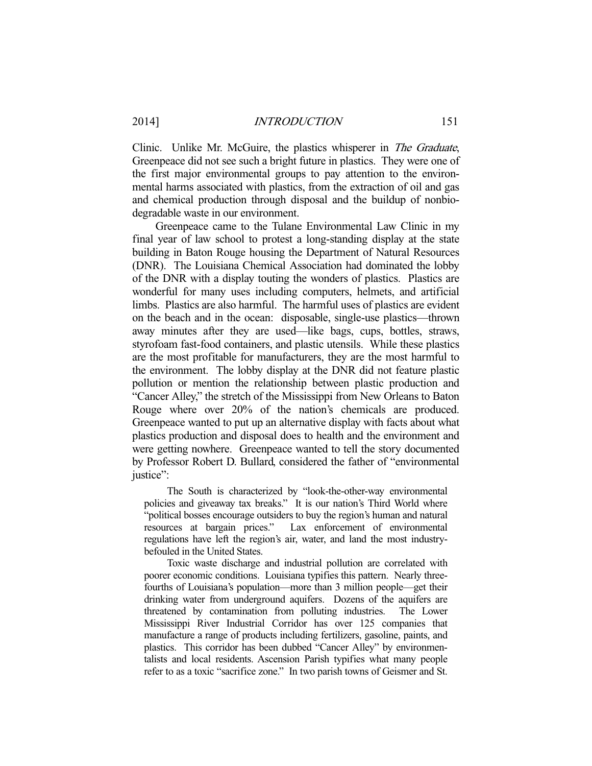Clinic. Unlike Mr. McGuire, the plastics whisperer in *The Graduate*, Greenpeace did not see such a bright future in plastics. They were one of the first major environmental groups to pay attention to the environmental harms associated with plastics, from the extraction of oil and gas and chemical production through disposal and the buildup of nonbiodegradable waste in our environment.

Greenpeace came to the Tulane Environmental Law Clinic in my final year of law school to protest a long-standing display at the state building in Baton Rouge housing the Department of Natural Resources (DNR). The Louisiana Chemical Association had dominated the lobby of the DNR with a display touting the wonders of plastics. Plastics are wonderful for many uses including computers, helmets, and artificial limbs. Plastics are also harmful. The harmful uses of plastics are evident on the beach and in the ocean: disposable, single-use plastics—thrown away minutes after they are used—like bags, cups, bottles, straws, styrofoam fast-food containers, and plastic utensils. While these plastics are the most profitable for manufacturers, they are the most harmful to the environment. The lobby display at the DNR did not feature plastic pollution or mention the relationship between plastic production and "Cancer Alley," the stretch of the Mississippi from New Orleans to Baton Rouge where over 20% of the nation's chemicals are produced. Greenpeace wanted to put up an alternative display with facts about what plastics production and disposal does to health and the environment and were getting nowhere. Greenpeace wanted to tell the story documented by Professor Robert D. Bullard, considered the father of "environmental justice":

> The South is characterized by "look-the-other-way environmental policies and giveaway tax breaks." It is our nation's Third World where "political bosses encourage outsiders to buy the region's human and natural resources at bargain prices." Lax enforcement of environmental regulations have left the region's air, water, and land the most industry-befouled in the United States.
>
> Toxic waste discharge and industrial pollution are correlated with poorer economic conditions. Louisiana typifies this pattern. Nearly three-fourths of Louisiana's population—more than 3 million people—get their drinking water from underground aquifers. Dozens of the aquifers are threatened by contamination from polluting industries. The Lower Mississippi River Industrial Corridor has over 125 companies that manufacture a range of products including fertilizers, gasoline, paints, and plastics. This corridor has been dubbed "Cancer Alley" by environmentalists and local residents. Ascension Parish typifies what many people refer to as a toxic "sacrifice zone." In two parish towns of Geismer and St.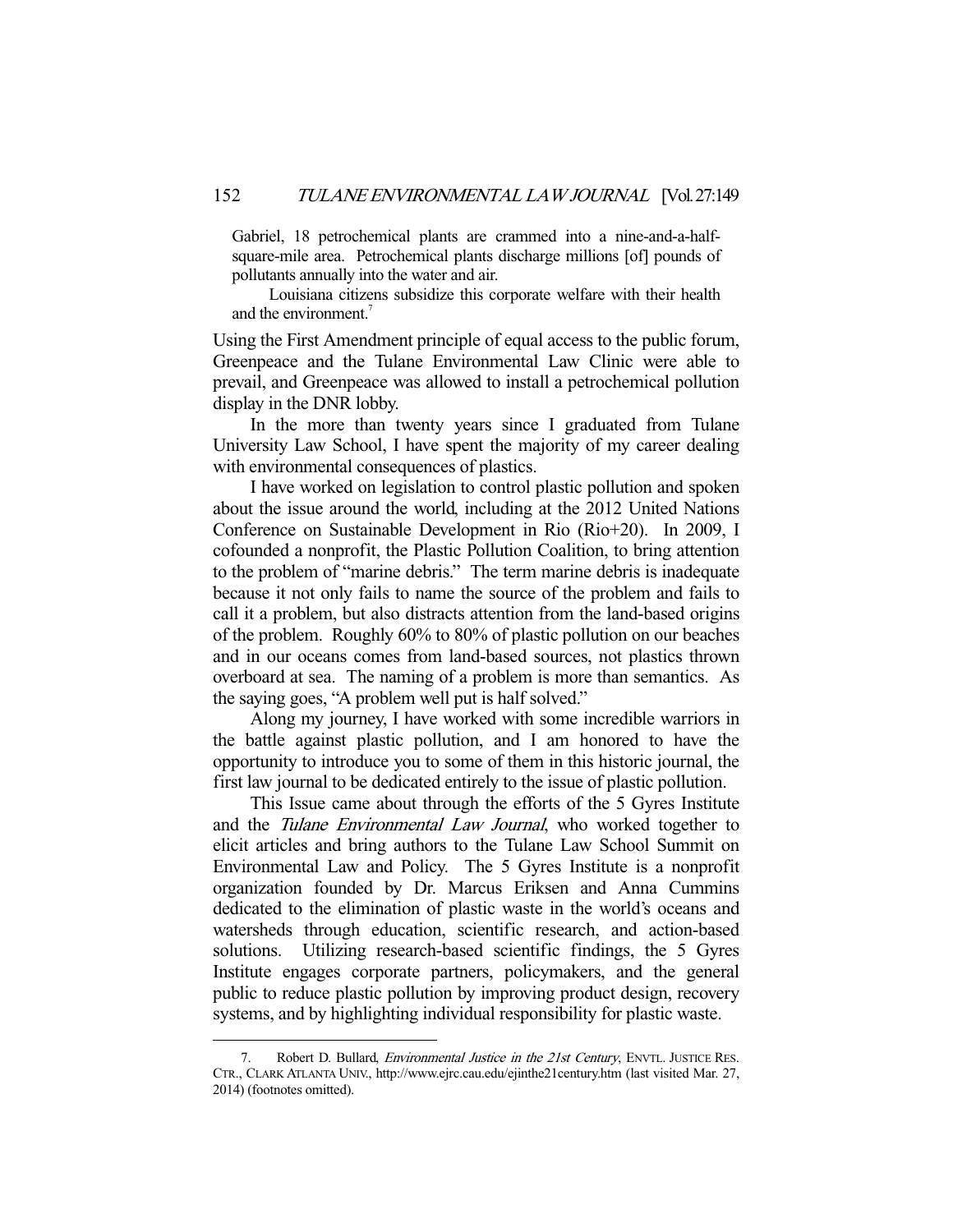> Gabriel, 18 petrochemical plants are crammed into a nine-and-a-half-square-mile area. Petrochemical plants discharge millions [of] pounds of pollutants annually into the water and air.
>
> Louisiana citizens subsidize this corporate welfare with their health and the environment.[7]

Using the First Amendment principle of equal access to the public forum, Greenpeace and the Tulane Environmental Law Clinic were able to prevail, and Greenpeace was allowed to install a petrochemical pollution display in the DNR lobby.

In the more than twenty years since I graduated from Tulane University Law School, I have spent the majority of my career dealing with environmental consequences of plastics.

I have worked on legislation to control plastic pollution and spoken about the issue around the world, including at the 2012 United Nations Conference on Sustainable Development in Rio (Rio+20). In 2009, I cofounded a nonprofit, the Plastic Pollution Coalition, to bring attention to the problem of "marine debris." The term marine debris is inadequate because it not only fails to name the source of the problem and fails to call it a problem, but also distracts attention from the land-based origins of the problem. Roughly 60% to 80% of plastic pollution on our beaches and in our oceans comes from land-based sources, not plastics thrown overboard at sea. The naming of a problem is more than semantics. As the saying goes, "A problem well put is half solved."

Along my journey, I have worked with some incredible warriors in the battle against plastic pollution, and I am honored to have the opportunity to introduce you to some of them in this historic journal, the first law journal to be dedicated entirely to the issue of plastic pollution.

This Issue came about through the efforts of the 5 Gyres Institute and the *Tulane Environmental Law Journal*, who worked together to elicit articles and bring authors to the Tulane Law School Summit on Environmental Law and Policy. The 5 Gyres Institute is a nonprofit organization founded by Dr. Marcus Eriksen and Anna Cummins dedicated to the elimination of plastic waste in the world's oceans and watersheds through education, scientific research, and action-based solutions. Utilizing research-based scientific findings, the 5 Gyres Institute engages corporate partners, policymakers, and the general public to reduce plastic pollution by improving product design, recovery systems, and by highlighting individual responsibility for plastic waste.

---

7. Robert D. Bullard, *Environmental Justice in the 21st Century*, ENVTL. JUSTICE RES. CTR., CLARK ATLANTA UNIV., http://www.ejrc.cau.edu/ejinthe21century.htm (last visited Mar. 27, 2014) (footnotes omitted).